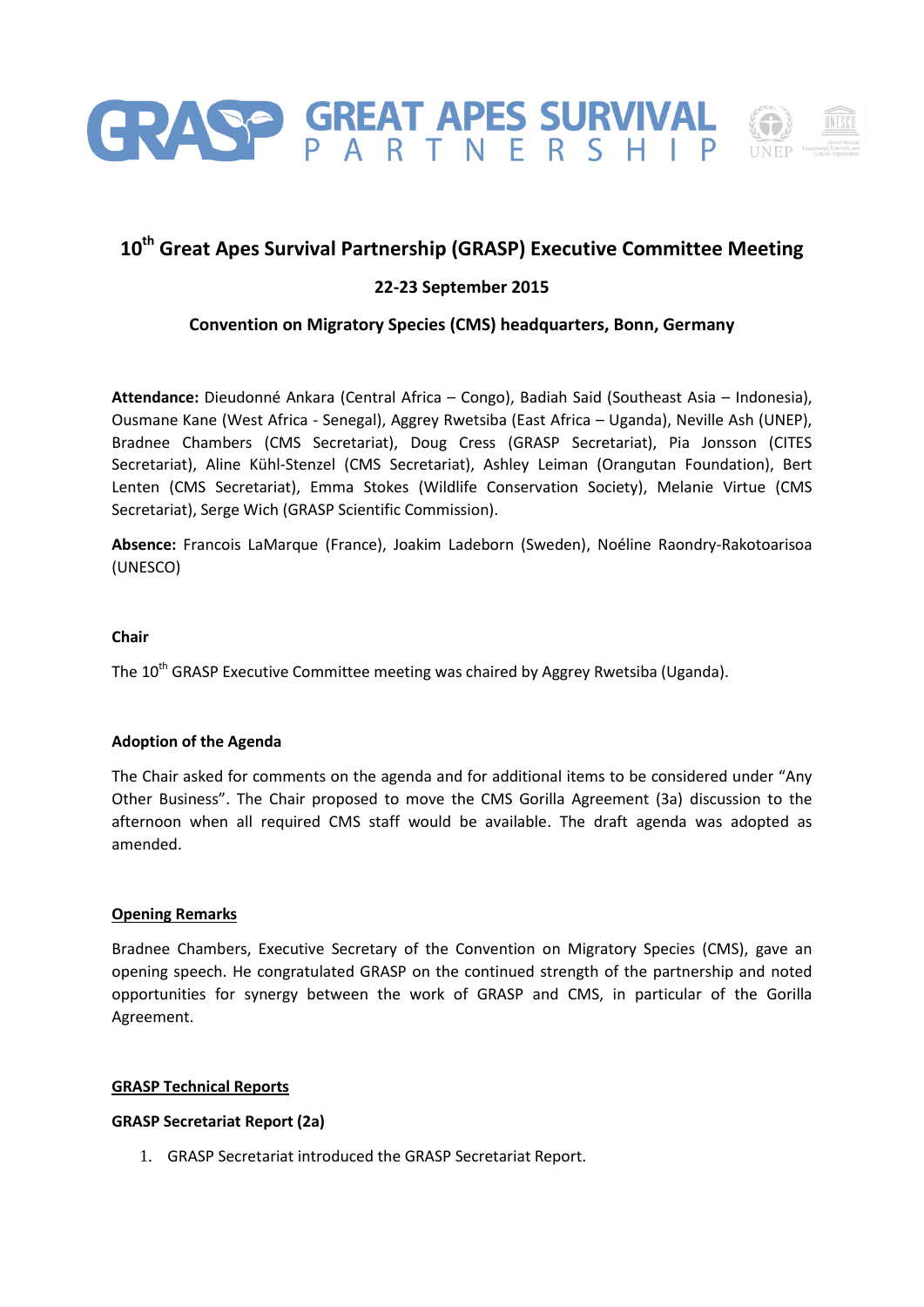# 10th Great Apes Survival Partnership (GRASP) Executive Committee Meeting

**22-23 September 2015**

**Convention on Migratory Species (CMS) headquarters, Bonn, Germany**

**Attendance:** Dieudonné Ankara (Central Africa – Congo), Badiah Said (Southeast Asia – Indonesia), Ousmane Kane (West Africa - Senegal), Aggrey Rwetsiba (East Africa – Uganda), Neville Ash (UNEP), Bradnee Chambers (CMS Secretariat), Doug Cress (GRASP Secretariat), Pia Jonsson (CITES Secretariat), Aline Kühl-Stenzel (CMS Secretariat), Ashley Leiman (Orangutan Foundation), Bert Lenten (CMS Secretariat), Emma Stokes (Wildlife Conservation Society), Melanie Virtue (CMS Secretariat), Serge Wich (GRASP Scientific Commission).

**Absence:** Francois LaMarque (France), Joakim Ladeborn (Sweden), Noéline Raondry-Rakotoarisoa (UNESCO)

**Chair**

The 10th GRASP Executive Committee meeting was chaired by Aggrey Rwetsiba (Uganda).

**Adoption of the Agenda**

The Chair asked for comments on the agenda and for additional items to be considered under "Any Other Business". The Chair proposed to move the CMS Gorilla Agreement (3a) discussion to the afternoon when all required CMS staff would be available. The draft agenda was adopted as amended.

**Opening Remarks**

Bradnee Chambers, Executive Secretary of the Convention on Migratory Species (CMS), gave an opening speech. He congratulated GRASP on the continued strength of the partnership and noted opportunities for synergy between the work of GRASP and CMS, in particular of the Gorilla Agreement.

**GRASP Technical Reports**

**GRASP Secretariat Report (2a)**

1. GRASP Secretariat introduced the GRASP Secretariat Report.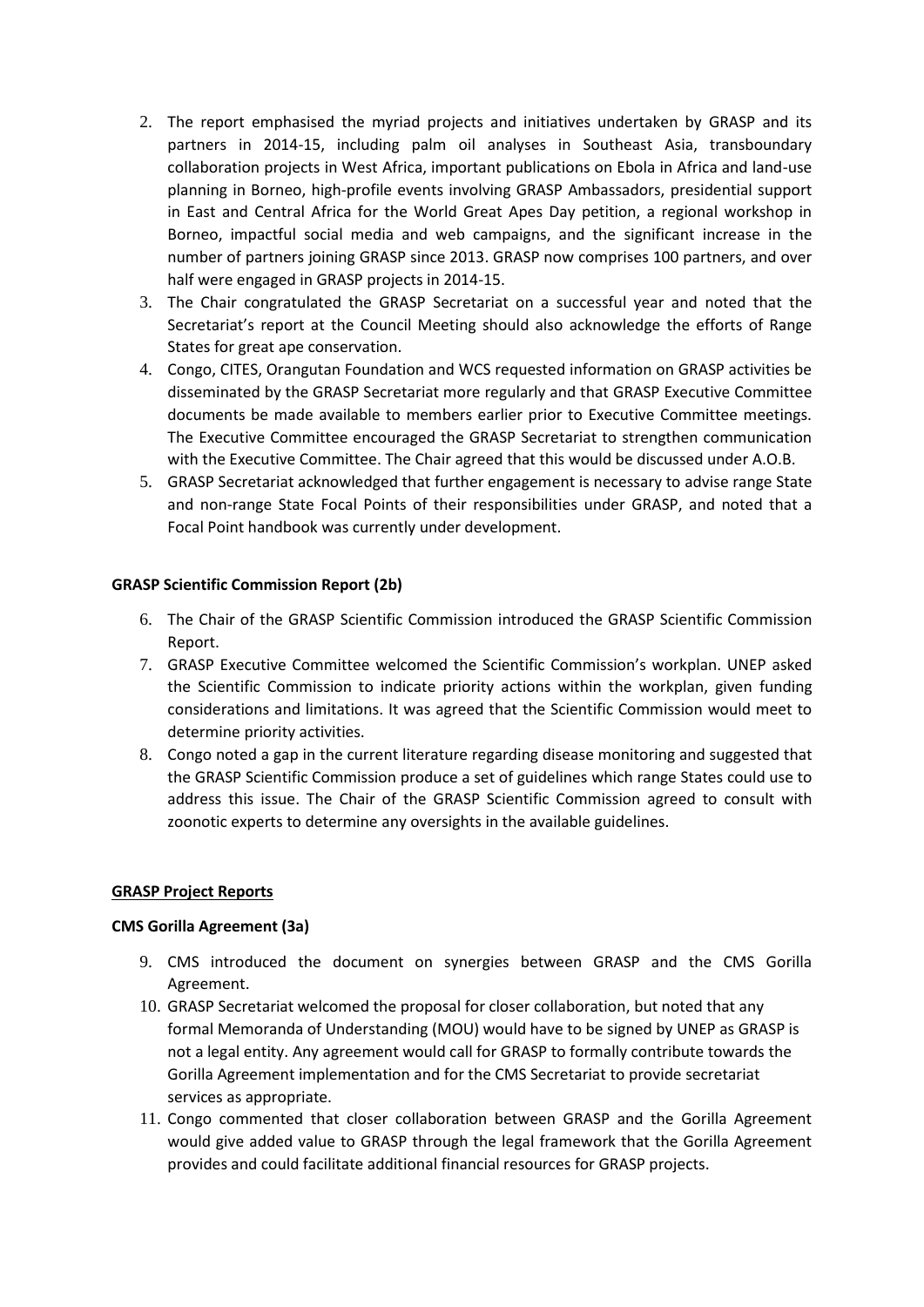2. The report emphasised the myriad projects and initiatives undertaken by GRASP and its partners in 2014-15, including palm oil analyses in Southeast Asia, transboundary collaboration projects in West Africa, important publications on Ebola in Africa and land-use planning in Borneo, high-profile events involving GRASP Ambassadors, presidential support in East and Central Africa for the World Great Apes Day petition, a regional workshop in Borneo, impactful social media and web campaigns, and the significant increase in the number of partners joining GRASP since 2013. GRASP now comprises 100 partners, and over half were engaged in GRASP projects in 2014-15.
3. The Chair congratulated the GRASP Secretariat on a successful year and noted that the Secretariat's report at the Council Meeting should also acknowledge the efforts of Range States for great ape conservation.
4. Congo, CITES, Orangutan Foundation and WCS requested information on GRASP activities be disseminated by the GRASP Secretariat more regularly and that GRASP Executive Committee documents be made available to members earlier prior to Executive Committee meetings. The Executive Committee encouraged the GRASP Secretariat to strengthen communication with the Executive Committee. The Chair agreed that this would be discussed under A.O.B.
5. GRASP Secretariat acknowledged that further engagement is necessary to advise range State and non-range State Focal Points of their responsibilities under GRASP, and noted that a Focal Point handbook was currently under development.

**GRASP Scientific Commission Report (2b)**

6. The Chair of the GRASP Scientific Commission introduced the GRASP Scientific Commission Report.
7. GRASP Executive Committee welcomed the Scientific Commission's workplan. UNEP asked the Scientific Commission to indicate priority actions within the workplan, given funding considerations and limitations. It was agreed that the Scientific Commission would meet to determine priority activities.
8. Congo noted a gap in the current literature regarding disease monitoring and suggested that the GRASP Scientific Commission produce a set of guidelines which range States could use to address this issue. The Chair of the GRASP Scientific Commission agreed to consult with zoonotic experts to determine any oversights in the available guidelines.

**GRASP Project Reports**

**CMS Gorilla Agreement (3a)**

9. CMS introduced the document on synergies between GRASP and the CMS Gorilla Agreement.
10. GRASP Secretariat welcomed the proposal for closer collaboration, but noted that any formal Memoranda of Understanding (MOU) would have to be signed by UNEP as GRASP is not a legal entity. Any agreement would call for GRASP to formally contribute towards the Gorilla Agreement implementation and for the CMS Secretariat to provide secretariat services as appropriate.
11. Congo commented that closer collaboration between GRASP and the Gorilla Agreement would give added value to GRASP through the legal framework that the Gorilla Agreement provides and could facilitate additional financial resources for GRASP projects.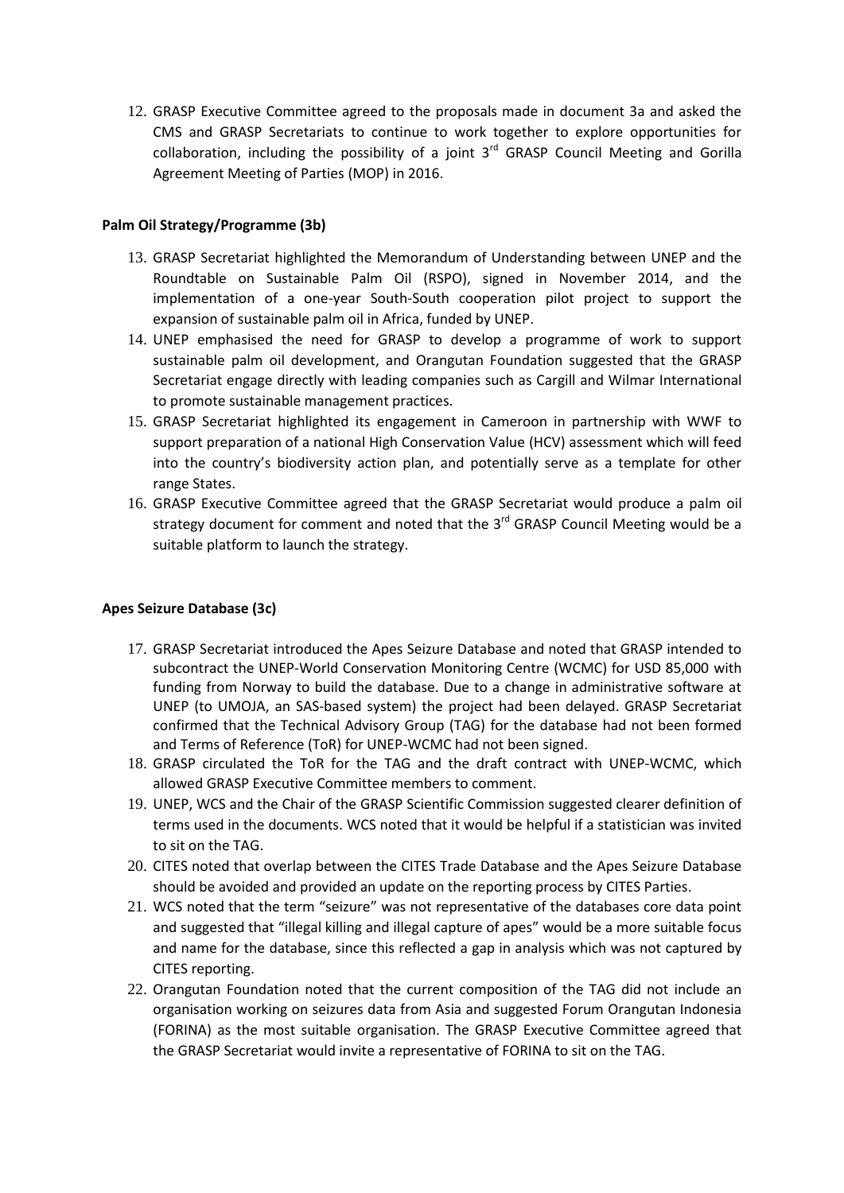12. GRASP Executive Committee agreed to the proposals made in document 3a and asked the CMS and GRASP Secretariats to continue to work together to explore opportunities for collaboration, including the possibility of a joint 3rd GRASP Council Meeting and Gorilla Agreement Meeting of Parties (MOP) in 2016.

**Palm Oil Strategy/Programme (3b)**

13. GRASP Secretariat highlighted the Memorandum of Understanding between UNEP and the Roundtable on Sustainable Palm Oil (RSPO), signed in November 2014, and the implementation of a one-year South-South cooperation pilot project to support the expansion of sustainable palm oil in Africa, funded by UNEP.
14. UNEP emphasised the need for GRASP to develop a programme of work to support sustainable palm oil development, and Orangutan Foundation suggested that the GRASP Secretariat engage directly with leading companies such as Cargill and Wilmar International to promote sustainable management practices.
15. GRASP Secretariat highlighted its engagement in Cameroon in partnership with WWF to support preparation of a national High Conservation Value (HCV) assessment which will feed into the country's biodiversity action plan, and potentially serve as a template for other range States.
16. GRASP Executive Committee agreed that the GRASP Secretariat would produce a palm oil strategy document for comment and noted that the 3rd GRASP Council Meeting would be a suitable platform to launch the strategy.

**Apes Seizure Database (3c)**

17. GRASP Secretariat introduced the Apes Seizure Database and noted that GRASP intended to subcontract the UNEP-World Conservation Monitoring Centre (WCMC) for USD 85,000 with funding from Norway to build the database. Due to a change in administrative software at UNEP (to UMOJA, an SAS-based system) the project had been delayed. GRASP Secretariat confirmed that the Technical Advisory Group (TAG) for the database had not been formed and Terms of Reference (ToR) for UNEP-WCMC had not been signed.
18. GRASP circulated the ToR for the TAG and the draft contract with UNEP-WCMC, which allowed GRASP Executive Committee members to comment.
19. UNEP, WCS and the Chair of the GRASP Scientific Commission suggested clearer definition of terms used in the documents. WCS noted that it would be helpful if a statistician was invited to sit on the TAG.
20. CITES noted that overlap between the CITES Trade Database and the Apes Seizure Database should be avoided and provided an update on the reporting process by CITES Parties.
21. WCS noted that the term "seizure" was not representative of the databases core data point and suggested that "illegal killing and illegal capture of apes" would be a more suitable focus and name for the database, since this reflected a gap in analysis which was not captured by CITES reporting.
22. Orangutan Foundation noted that the current composition of the TAG did not include an organisation working on seizures data from Asia and suggested Forum Orangutan Indonesia (FORINA) as the most suitable organisation. The GRASP Executive Committee agreed that the GRASP Secretariat would invite a representative of FORINA to sit on the TAG.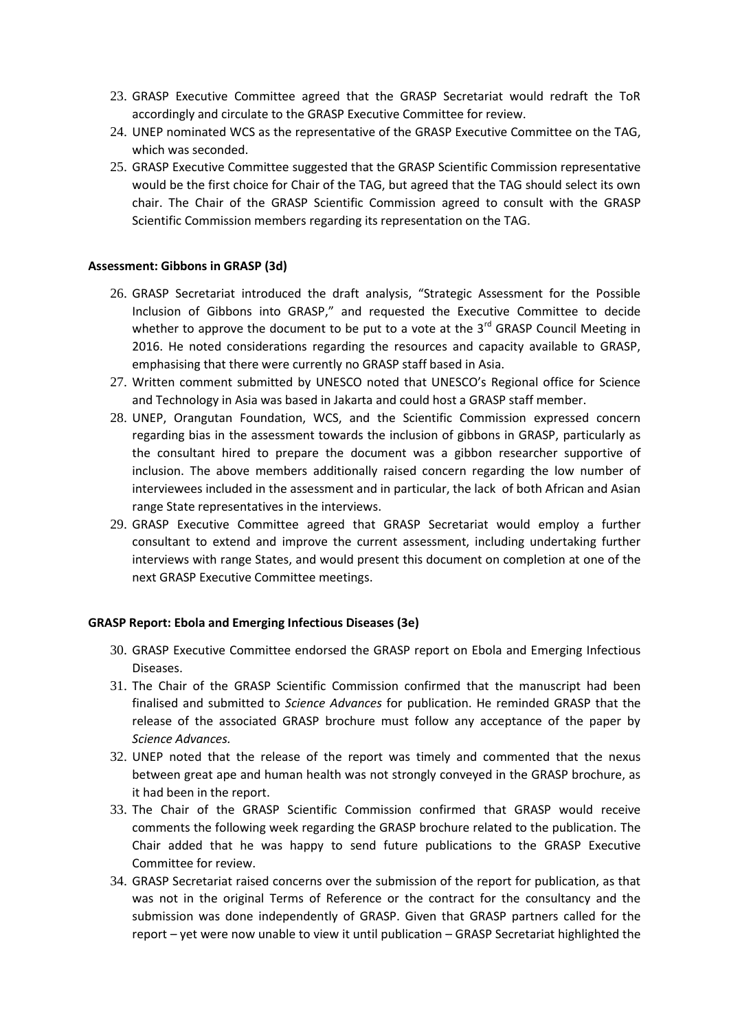23. GRASP Executive Committee agreed that the GRASP Secretariat would redraft the ToR accordingly and circulate to the GRASP Executive Committee for review.
24. UNEP nominated WCS as the representative of the GRASP Executive Committee on the TAG, which was seconded.
25. GRASP Executive Committee suggested that the GRASP Scientific Commission representative would be the first choice for Chair of the TAG, but agreed that the TAG should select its own chair. The Chair of the GRASP Scientific Commission agreed to consult with the GRASP Scientific Commission members regarding its representation on the TAG.

**Assessment: Gibbons in GRASP (3d)**

26. GRASP Secretariat introduced the draft analysis, "Strategic Assessment for the Possible Inclusion of Gibbons into GRASP," and requested the Executive Committee to decide whether to approve the document to be put to a vote at the 3rd GRASP Council Meeting in 2016. He noted considerations regarding the resources and capacity available to GRASP, emphasising that there were currently no GRASP staff based in Asia.
27. Written comment submitted by UNESCO noted that UNESCO's Regional office for Science and Technology in Asia was based in Jakarta and could host a GRASP staff member.
28. UNEP, Orangutan Foundation, WCS, and the Scientific Commission expressed concern regarding bias in the assessment towards the inclusion of gibbons in GRASP, particularly as the consultant hired to prepare the document was a gibbon researcher supportive of inclusion. The above members additionally raised concern regarding the low number of interviewees included in the assessment and in particular, the lack of both African and Asian range State representatives in the interviews.
29. GRASP Executive Committee agreed that GRASP Secretariat would employ a further consultant to extend and improve the current assessment, including undertaking further interviews with range States, and would present this document on completion at one of the next GRASP Executive Committee meetings.

**GRASP Report: Ebola and Emerging Infectious Diseases (3e)**

30. GRASP Executive Committee endorsed the GRASP report on Ebola and Emerging Infectious Diseases.
31. The Chair of the GRASP Scientific Commission confirmed that the manuscript had been finalised and submitted to *Science Advances* for publication. He reminded GRASP that the release of the associated GRASP brochure must follow any acceptance of the paper by *Science Advances.*
32. UNEP noted that the release of the report was timely and commented that the nexus between great ape and human health was not strongly conveyed in the GRASP brochure, as it had been in the report.
33. The Chair of the GRASP Scientific Commission confirmed that GRASP would receive comments the following week regarding the GRASP brochure related to the publication. The Chair added that he was happy to send future publications to the GRASP Executive Committee for review.
34. GRASP Secretariat raised concerns over the submission of the report for publication, as that was not in the original Terms of Reference or the contract for the consultancy and the submission was done independently of GRASP. Given that GRASP partners called for the report – yet were now unable to view it until publication – GRASP Secretariat highlighted the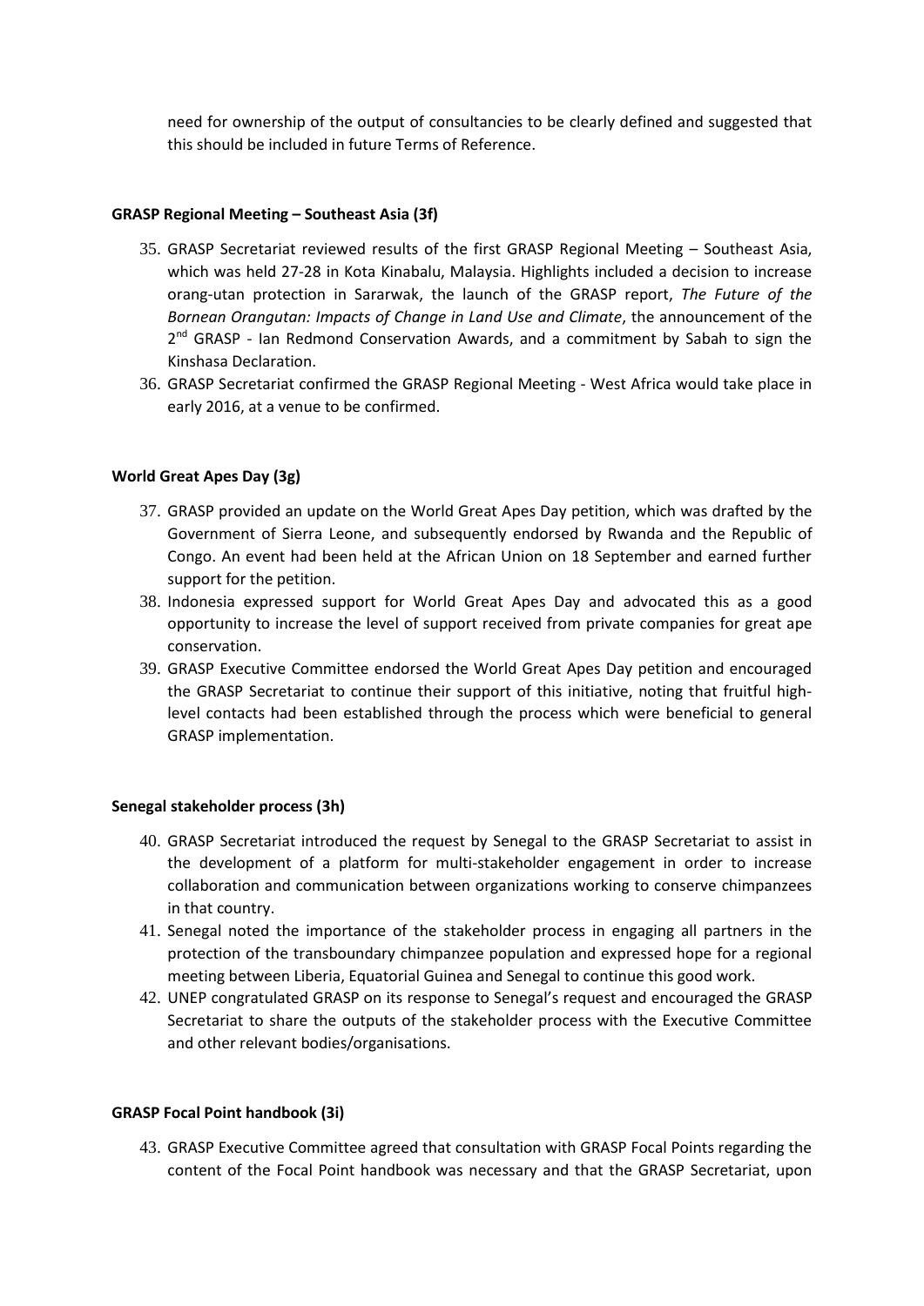need for ownership of the output of consultancies to be clearly defined and suggested that this should be included in future Terms of Reference.

**GRASP Regional Meeting – Southeast Asia (3f)**

35. GRASP Secretariat reviewed results of the first GRASP Regional Meeting – Southeast Asia, which was held 27-28 in Kota Kinabalu, Malaysia. Highlights included a decision to increase orang-utan protection in Sararwak, the launch of the GRASP report, *The Future of the Bornean Orangutan: Impacts of Change in Land Use and Climate*, the announcement of the 2nd GRASP - Ian Redmond Conservation Awards, and a commitment by Sabah to sign the Kinshasa Declaration.
36. GRASP Secretariat confirmed the GRASP Regional Meeting - West Africa would take place in early 2016, at a venue to be confirmed.

**World Great Apes Day (3g)**

37. GRASP provided an update on the World Great Apes Day petition, which was drafted by the Government of Sierra Leone, and subsequently endorsed by Rwanda and the Republic of Congo. An event had been held at the African Union on 18 September and earned further support for the petition.
38. Indonesia expressed support for World Great Apes Day and advocated this as a good opportunity to increase the level of support received from private companies for great ape conservation.
39. GRASP Executive Committee endorsed the World Great Apes Day petition and encouraged the GRASP Secretariat to continue their support of this initiative, noting that fruitful high-level contacts had been established through the process which were beneficial to general GRASP implementation.

**Senegal stakeholder process (3h)**

40. GRASP Secretariat introduced the request by Senegal to the GRASP Secretariat to assist in the development of a platform for multi-stakeholder engagement in order to increase collaboration and communication between organizations working to conserve chimpanzees in that country.
41. Senegal noted the importance of the stakeholder process in engaging all partners in the protection of the transboundary chimpanzee population and expressed hope for a regional meeting between Liberia, Equatorial Guinea and Senegal to continue this good work.
42. UNEP congratulated GRASP on its response to Senegal's request and encouraged the GRASP Secretariat to share the outputs of the stakeholder process with the Executive Committee and other relevant bodies/organisations.

**GRASP Focal Point handbook (3i)**

43. GRASP Executive Committee agreed that consultation with GRASP Focal Points regarding the content of the Focal Point handbook was necessary and that the GRASP Secretariat, upon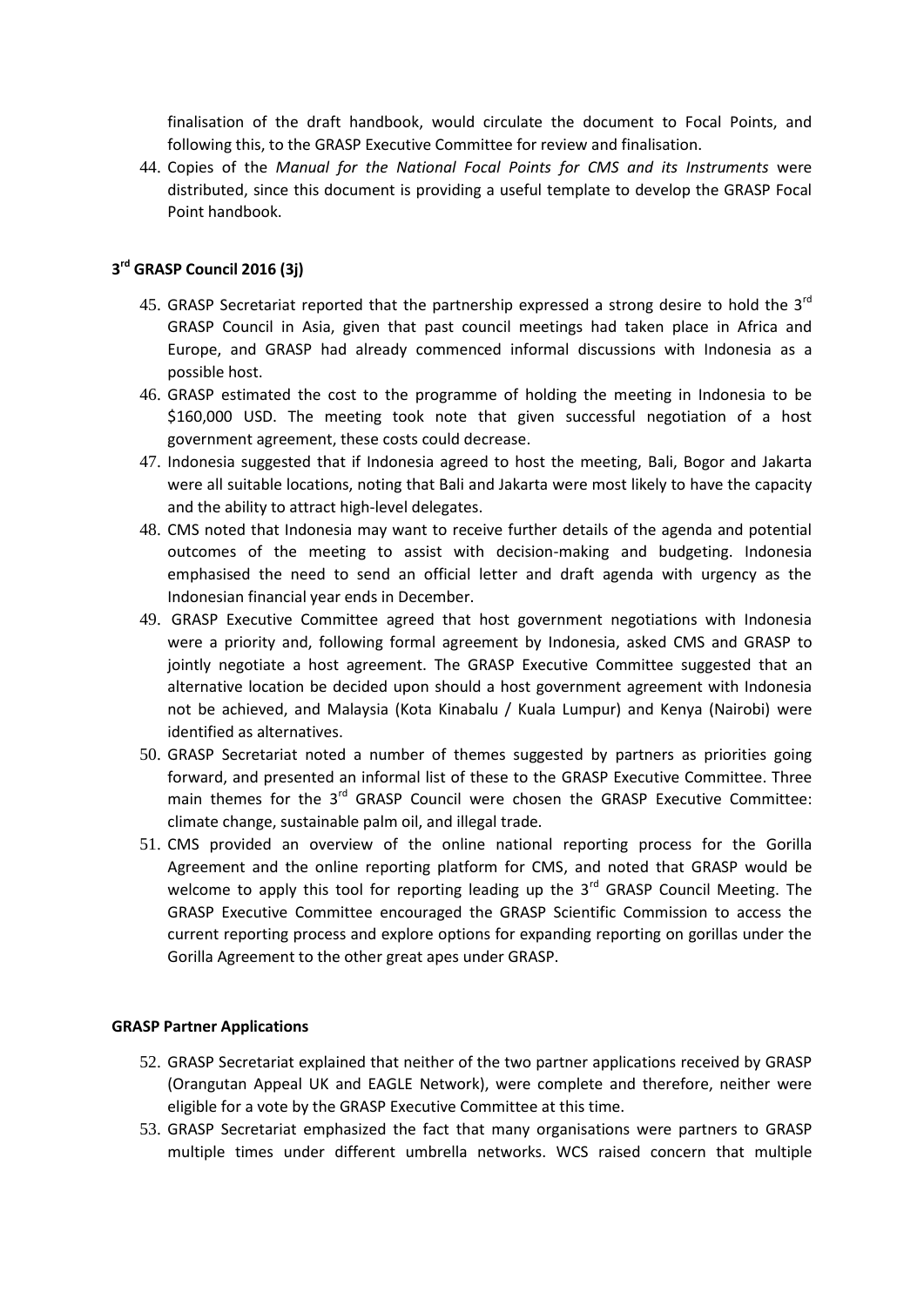finalisation of the draft handbook, would circulate the document to Focal Points, and following this, to the GRASP Executive Committee for review and finalisation.

44. Copies of the *Manual for the National Focal Points for CMS and its Instruments* were distributed, since this document is providing a useful template to develop the GRASP Focal Point handbook.

**3rd GRASP Council 2016 (3j)**

45. GRASP Secretariat reported that the partnership expressed a strong desire to hold the 3rd GRASP Council in Asia, given that past council meetings had taken place in Africa and Europe, and GRASP had already commenced informal discussions with Indonesia as a possible host.
46. GRASP estimated the cost to the programme of holding the meeting in Indonesia to be $160,000 USD. The meeting took note that given successful negotiation of a host government agreement, these costs could decrease.
47. Indonesia suggested that if Indonesia agreed to host the meeting, Bali, Bogor and Jakarta were all suitable locations, noting that Bali and Jakarta were most likely to have the capacity and the ability to attract high-level delegates.
48. CMS noted that Indonesia may want to receive further details of the agenda and potential outcomes of the meeting to assist with decision-making and budgeting. Indonesia emphasised the need to send an official letter and draft agenda with urgency as the Indonesian financial year ends in December.
49. GRASP Executive Committee agreed that host government negotiations with Indonesia were a priority and, following formal agreement by Indonesia, asked CMS and GRASP to jointly negotiate a host agreement. The GRASP Executive Committee suggested that an alternative location be decided upon should a host government agreement with Indonesia not be achieved, and Malaysia (Kota Kinabalu / Kuala Lumpur) and Kenya (Nairobi) were identified as alternatives.
50. GRASP Secretariat noted a number of themes suggested by partners as priorities going forward, and presented an informal list of these to the GRASP Executive Committee. Three main themes for the 3rd GRASP Council were chosen the GRASP Executive Committee: climate change, sustainable palm oil, and illegal trade.
51. CMS provided an overview of the online national reporting process for the Gorilla Agreement and the online reporting platform for CMS, and noted that GRASP would be welcome to apply this tool for reporting leading up the 3rd GRASP Council Meeting. The GRASP Executive Committee encouraged the GRASP Scientific Commission to access the current reporting process and explore options for expanding reporting on gorillas under the Gorilla Agreement to the other great apes under GRASP.

**GRASP Partner Applications**

52. GRASP Secretariat explained that neither of the two partner applications received by GRASP (Orangutan Appeal UK and EAGLE Network), were complete and therefore, neither were eligible for a vote by the GRASP Executive Committee at this time.
53. GRASP Secretariat emphasized the fact that many organisations were partners to GRASP multiple times under different umbrella networks. WCS raised concern that multiple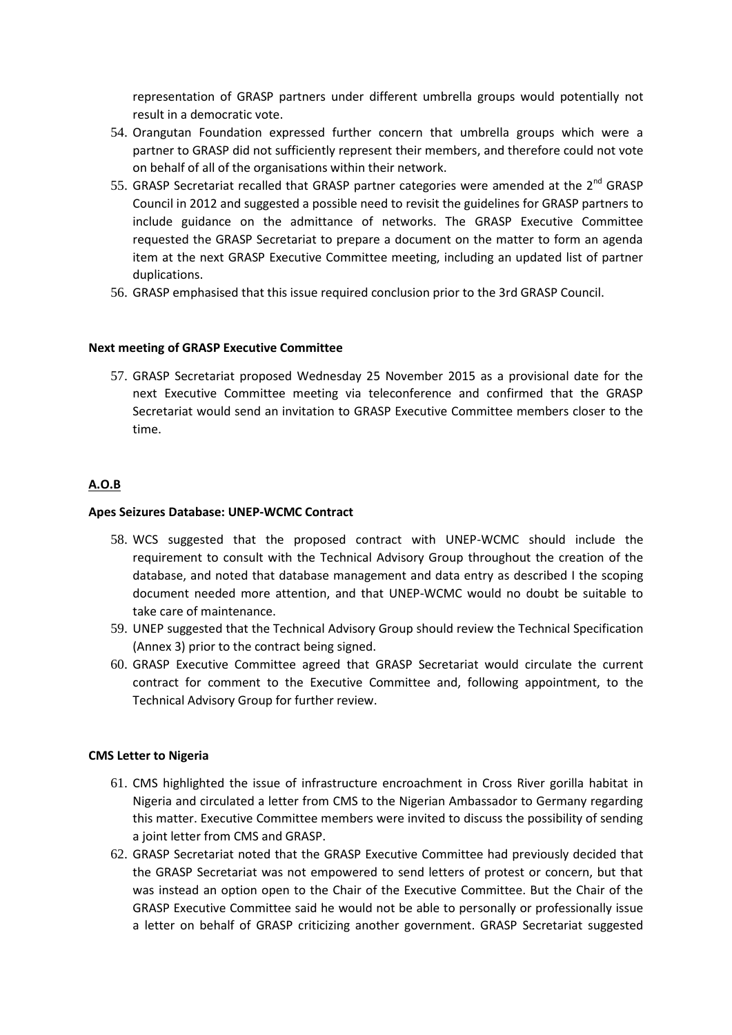representation of GRASP partners under different umbrella groups would potentially not result in a democratic vote.

54. Orangutan Foundation expressed further concern that umbrella groups which were a partner to GRASP did not sufficiently represent their members, and therefore could not vote on behalf of all of the organisations within their network.
55. GRASP Secretariat recalled that GRASP partner categories were amended at the 2nd GRASP Council in 2012 and suggested a possible need to revisit the guidelines for GRASP partners to include guidance on the admittance of networks. The GRASP Executive Committee requested the GRASP Secretariat to prepare a document on the matter to form an agenda item at the next GRASP Executive Committee meeting, including an updated list of partner duplications.
56. GRASP emphasised that this issue required conclusion prior to the 3rd GRASP Council.

**Next meeting of GRASP Executive Committee**

57. GRASP Secretariat proposed Wednesday 25 November 2015 as a provisional date for the next Executive Committee meeting via teleconference and confirmed that the GRASP Secretariat would send an invitation to GRASP Executive Committee members closer to the time.

**A.O.B**

**Apes Seizures Database: UNEP-WCMC Contract**

58. WCS suggested that the proposed contract with UNEP-WCMC should include the requirement to consult with the Technical Advisory Group throughout the creation of the database, and noted that database management and data entry as described I the scoping document needed more attention, and that UNEP-WCMC would no doubt be suitable to take care of maintenance.
59. UNEP suggested that the Technical Advisory Group should review the Technical Specification (Annex 3) prior to the contract being signed.
60. GRASP Executive Committee agreed that GRASP Secretariat would circulate the current contract for comment to the Executive Committee and, following appointment, to the Technical Advisory Group for further review.

**CMS Letter to Nigeria**

61. CMS highlighted the issue of infrastructure encroachment in Cross River gorilla habitat in Nigeria and circulated a letter from CMS to the Nigerian Ambassador to Germany regarding this matter. Executive Committee members were invited to discuss the possibility of sending a joint letter from CMS and GRASP.
62. GRASP Secretariat noted that the GRASP Executive Committee had previously decided that the GRASP Secretariat was not empowered to send letters of protest or concern, but that was instead an option open to the Chair of the Executive Committee. But the Chair of the GRASP Executive Committee said he would not be able to personally or professionally issue a letter on behalf of GRASP criticizing another government. GRASP Secretariat suggested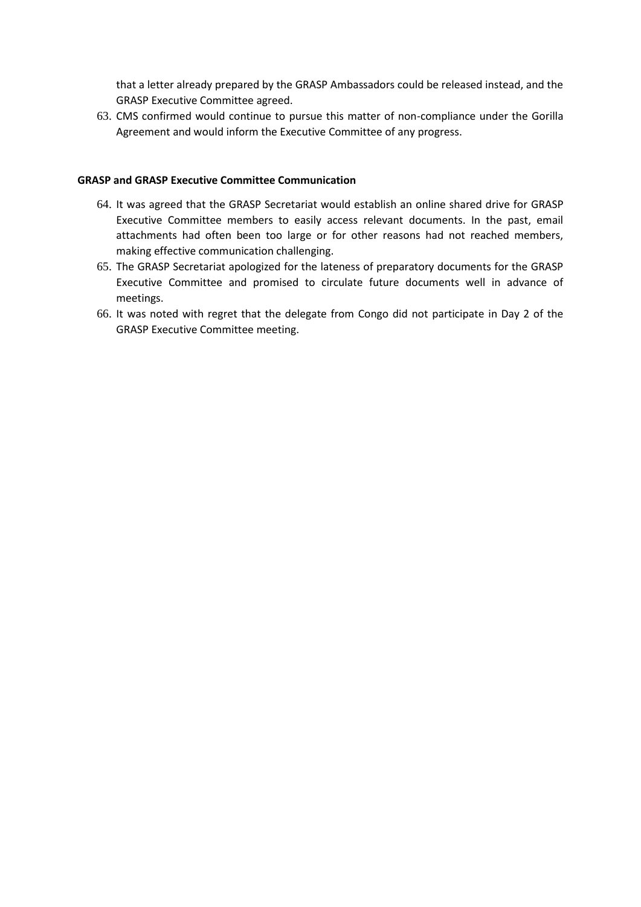that a letter already prepared by the GRASP Ambassadors could be released instead, and the GRASP Executive Committee agreed.

63. CMS confirmed would continue to pursue this matter of non-compliance under the Gorilla Agreement and would inform the Executive Committee of any progress.

**GRASP and GRASP Executive Committee Communication**

64. It was agreed that the GRASP Secretariat would establish an online shared drive for GRASP Executive Committee members to easily access relevant documents. In the past, email attachments had often been too large or for other reasons had not reached members, making effective communication challenging.
65. The GRASP Secretariat apologized for the lateness of preparatory documents for the GRASP Executive Committee and promised to circulate future documents well in advance of meetings.
66. It was noted with regret that the delegate from Congo did not participate in Day 2 of the GRASP Executive Committee meeting.